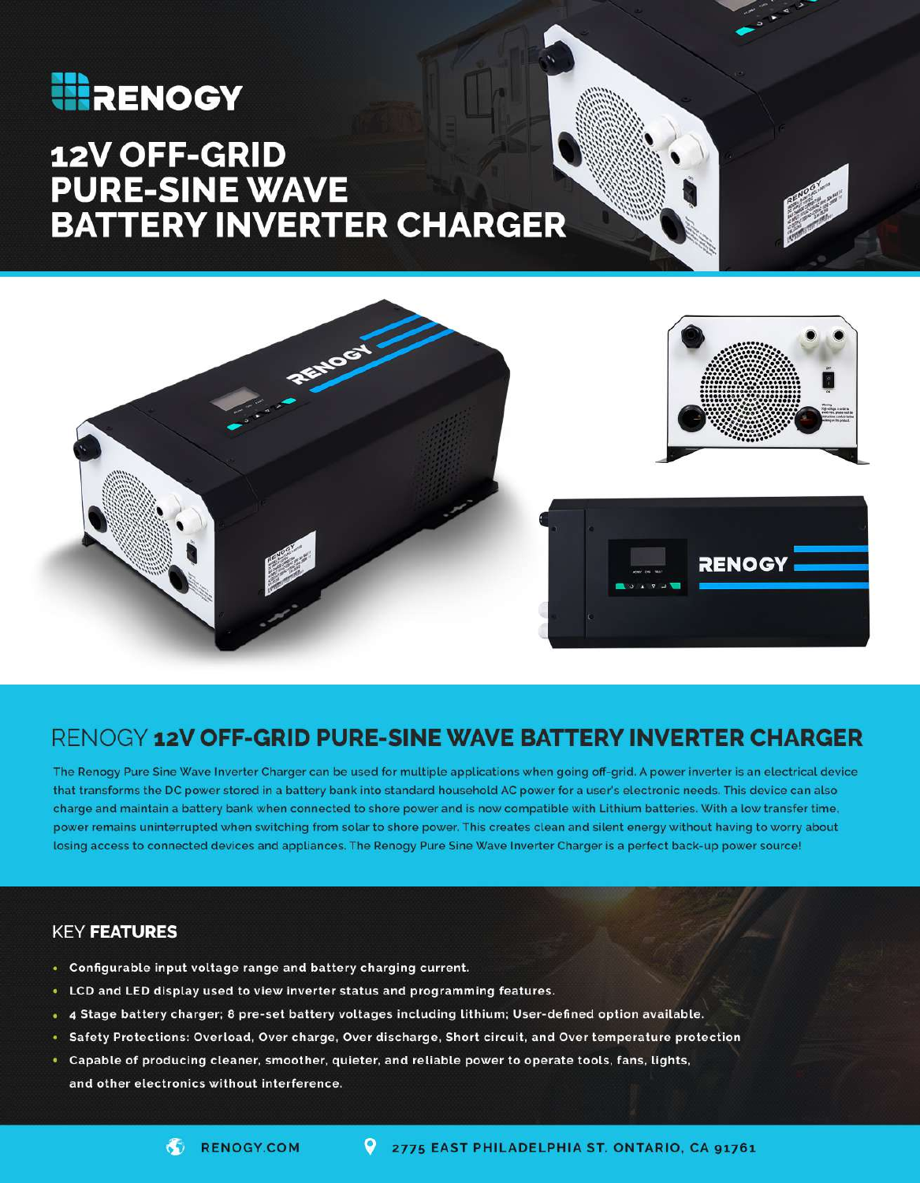# RENOGY

# 12V OFF-GRID PURE-SINE WAVE BATTERY INVERTER CHARGER

## RENOGY **12V OFF-GRID PURE-SINE WAVE BATTERY INVERTER CHARGER**

The Renogy Pure Sine Wave Inverter Charger can be used for multiple applications when going off-grid. A power inverter is an electrical device that transforms the DC power stored in a battery bank into standard household AC power for a user's electronic needs. This device can also charge and maintain a battery bank when connected to shore power and is now compatible with Lithium batteries. With a low transfer time, power remains uninterrupted when switching from solar to shore power. This creates clean and silent energy without having to worry about losing access to connected devices and appliances. The Renogy Pure Sine Wave Inverter Charger is a perfect back-up power source!

### KEY **FEATURES**

- Configurable input voltage range and battery charging current.
- LCD and LED display used to view inverter status and programming features.
- 4 Stage battery charger; 8 pre-set battery voltages including lithium; User-defined option available.
- Safety Protections: Overload, Over charge, Over discharge, Short circuit, and Over temperature protection
- Capable of producing cleaner, smoother, quieter, and reliable power to operate tools, fans, lights, and other electronics without interference.

RENOGY.COM    2775 EAST PHILADELPHIA ST. ONTARIO, CA 91761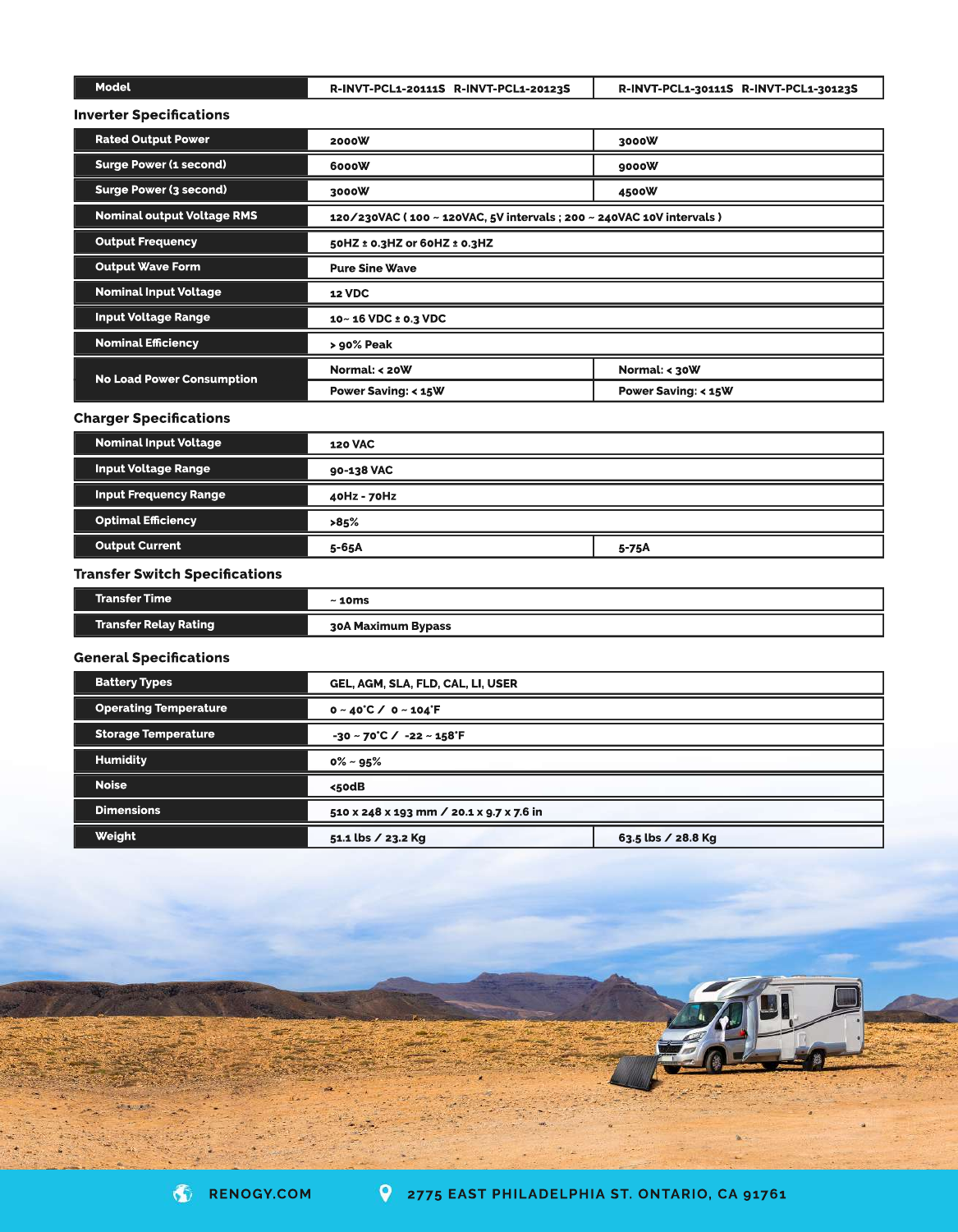| Model | R-INVT-PCL1-20111S R-INVT-PCL1-20123S | R-INVT-PCL1-30111S R-INVT-PCL1-30123S |
|---|---|---|

### Inverter Specifications

| | | |
|---|---|---|
| Rated Output Power | 2000W | 3000W |
| Surge Power (1 second) | 6000W | 9000W |
| Surge Power (3 second) | 3000W | 4500W |
| Nominal output Voltage RMS | 120/230VAC ( 100 ~ 120VAC, 5V intervals ; 200 ~ 240VAC 10V intervals ) | |
| Output Frequency | 50HZ ± 0.3HZ or 60HZ ± 0.3HZ | |
| Output Wave Form | Pure Sine Wave | |
| Nominal Input Voltage | 12 VDC | |
| Input Voltage Range | 10~ 16 VDC ± 0.3 VDC | |
| Nominal Efficiency | > 90% Peak | |
| No Load Power Consumption | Normal: < 20W | Normal: < 30W |
| | Power Saving: < 15W | Power Saving: < 15W |

### Charger Specifications

| | | |
|---|---|---|
| Nominal Input Voltage | 120 VAC | |
| Input Voltage Range | 90-138 VAC | |
| Input Frequency Range | 40Hz - 70Hz | |
| Optimal Efficiency | >85% | |
| Output Current | 5-65A | 5-75A |

### Transfer Switch Specifications

| | |
|---|---|
| Transfer Time | ~ 10ms |
| Transfer Relay Rating | 30A Maximum Bypass |

### General Specifications

| | | |
|---|---|---|
| Battery Types | GEL, AGM, SLA, FLD, CAL, LI, USER | |
| Operating Temperature | 0 ~ 40°C / 0 ~ 104°F | |
| Storage Temperature | -30 ~ 70°C / -22 ~ 158°F | |
| Humidity | 0% ~ 95% | |
| Noise | <50dB | |
| Dimensions | 510 x 248 x 193 mm / 20.1 x 9.7 x 7.6 in | |
| Weight | 51.1 lbs / 23.2 Kg | 63.5 lbs / 28.8 Kg |

RENOGY.COM

2775 EAST PHILADELPHIA ST. ONTARIO, CA 91761